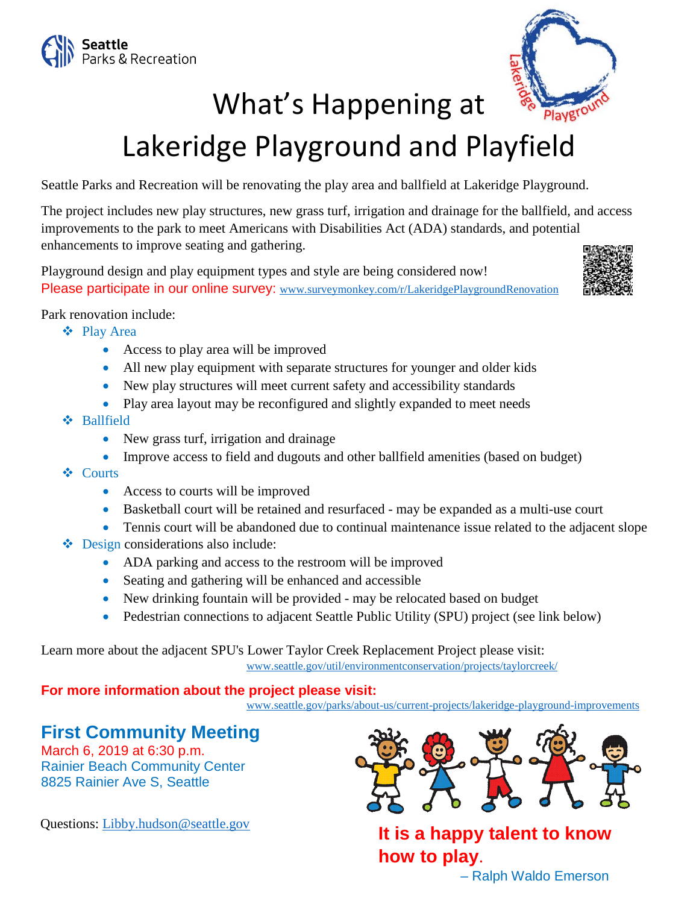Seattle Parks & Recreation

# What's Happening at Lakeridge Playground and Playfield

Seattle Parks and Recreation will be renovating the play area and ballfield at Lakeridge Playground.

The project includes new play structures, new grass turf, irrigation and drainage for the ballfield, and access improvements to the park to meet Americans with Disabilities Act (ADA) standards, and potential enhancements to improve seating and gathering.

Playground design and play equipment types and style are being considered now!
Please participate in our online survey: www.surveymonkey.com/r/LakeridgePlaygroundRenovation

Park renovation include:

- Play Area
  - Access to play area will be improved
  - All new play equipment with separate structures for younger and older kids
  - New play structures will meet current safety and accessibility standards
  - Play area layout may be reconfigured and slightly expanded to meet needs
- Ballfield
  - New grass turf, irrigation and drainage
  - Improve access to field and dugouts and other ballfield amenities (based on budget)
- Courts
  - Access to courts will be improved
  - Basketball court will be retained and resurfaced - may be expanded as a multi-use court
  - Tennis court will be abandoned due to continual maintenance issue related to the adjacent slope
- Design considerations also include:
  - ADA parking and access to the restroom will be improved
  - Seating and gathering will be enhanced and accessible
  - New drinking fountain will be provided - may be relocated based on budget
  - Pedestrian connections to adjacent Seattle Public Utility (SPU) project (see link below)

Learn more about the adjacent SPU's Lower Taylor Creek Replacement Project please visit:
www.seattle.gov/util/environmentconservation/projects/taylorcreek/

**For more information about the project please visit:**
www.seattle.gov/parks/about-us/current-projects/lakeridge-playground-improvements

## First Community Meeting

March 6, 2019 at 6:30 p.m.
Rainier Beach Community Center
8825 Rainier Ave S, Seattle

Questions: Libby.hudson@seattle.gov

**It is a happy talent to know how to play.**
– Ralph Waldo Emerson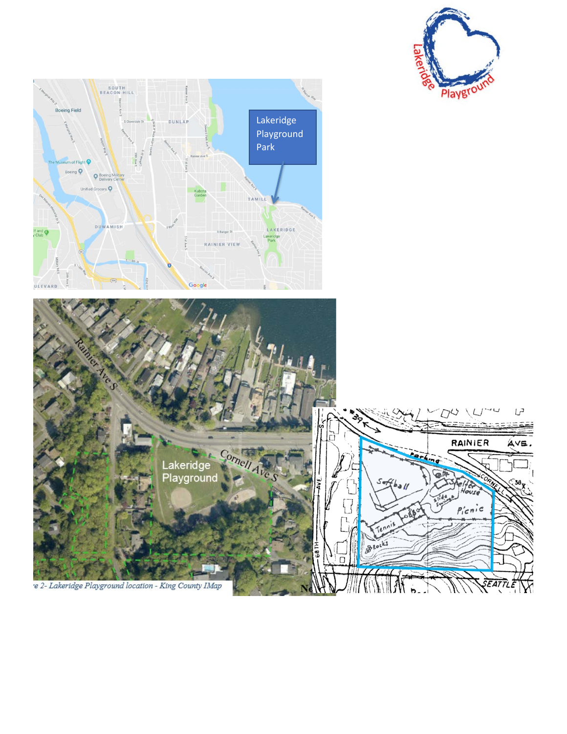Lakeridge Playground

Lakeridge Playground Park

Lakeridge Playground

Rainier Ave S

Cornell Ave S

*e 2- Lakeridge Playground location - King County IMap*